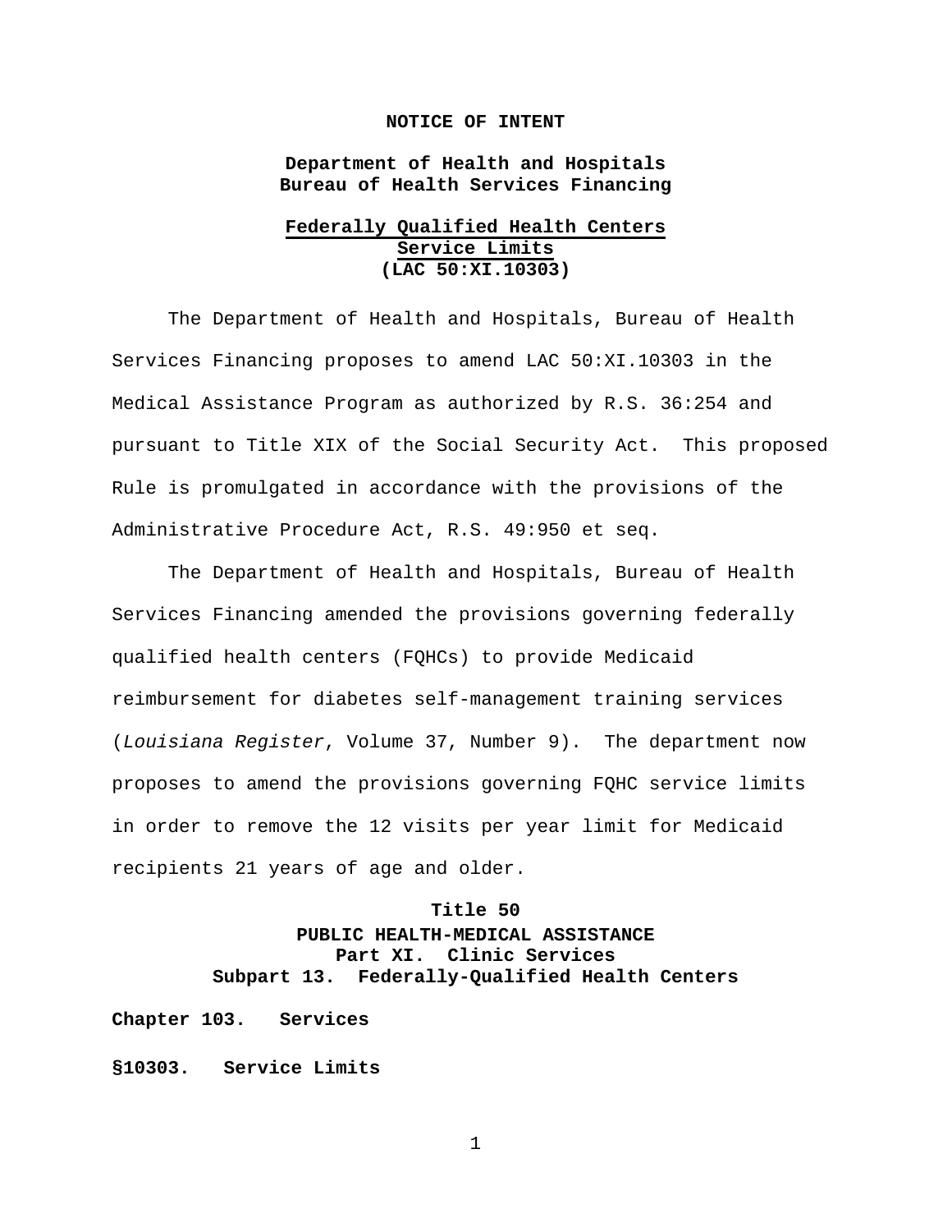**NOTICE OF INTENT**

**Department of Health and Hospitals**
**Bureau of Health Services Financing**

**Federally Qualified Health Centers**
**Service Limits**
**(LAC 50:XI.10303)**

The Department of Health and Hospitals, Bureau of Health Services Financing proposes to amend LAC 50:XI.10303 in the Medical Assistance Program as authorized by R.S. 36:254 and pursuant to Title XIX of the Social Security Act. This proposed Rule is promulgated in accordance with the provisions of the Administrative Procedure Act, R.S. 49:950 et seq.

The Department of Health and Hospitals, Bureau of Health Services Financing amended the provisions governing federally qualified health centers (FQHCs) to provide Medicaid reimbursement for diabetes self-management training services (*Louisiana Register*, Volume 37, Number 9). The department now proposes to amend the provisions governing FQHC service limits in order to remove the 12 visits per year limit for Medicaid recipients 21 years of age and older.

**Title 50**
**PUBLIC HEALTH-MEDICAL ASSISTANCE**
**Part XI. Clinic Services**
**Subpart 13. Federally-Qualified Health Centers**

**Chapter 103. Services**

**§10303. Service Limits**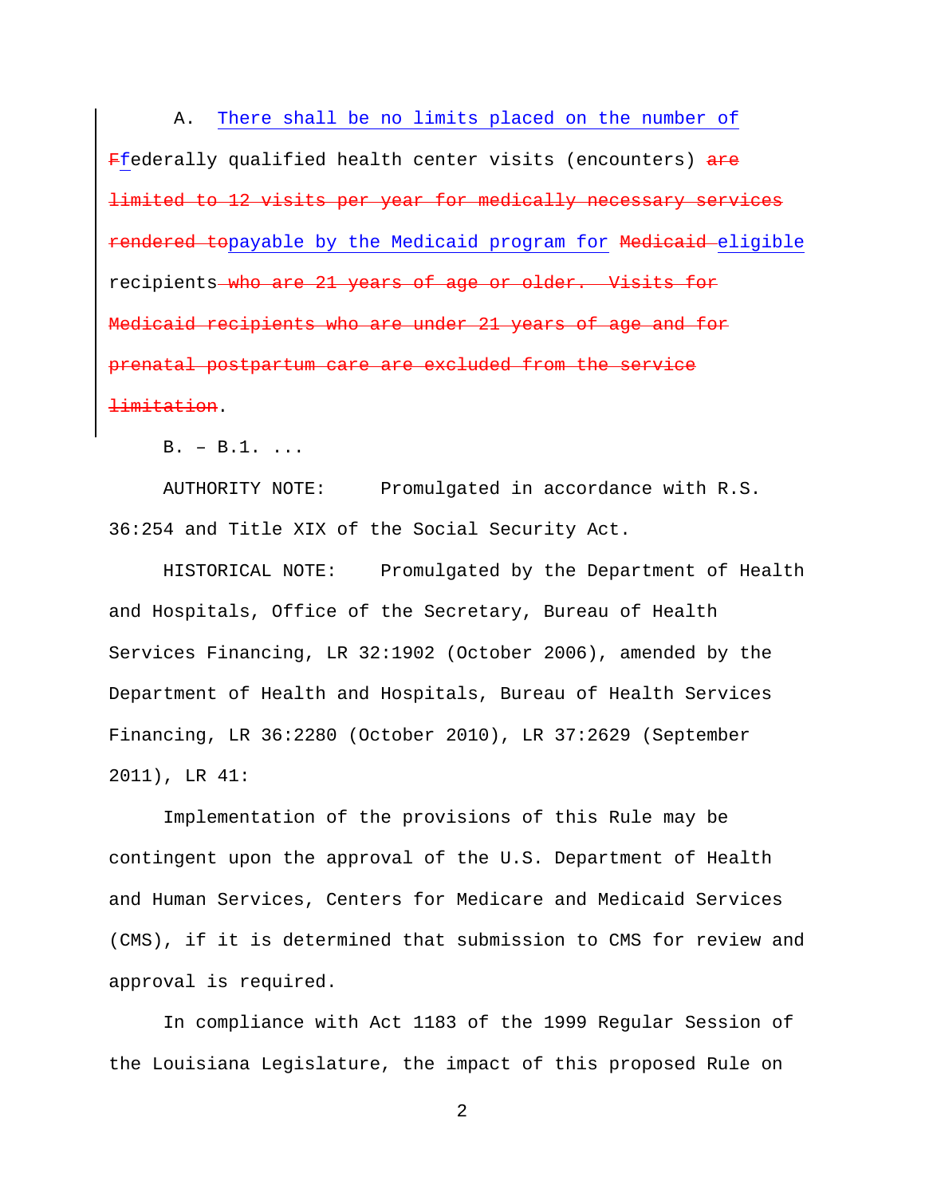A. There shall be no limits placed on the number of ~~F~~federally qualified health center visits (encounters) ~~are limited to 12 visits per year for medically necessary services rendered to~~payable by the Medicaid program for ~~Medicaid~~ eligible recipients~~ who are 21 years of age or older. Visits for Medicaid recipients who are under 21 years of age and for prenatal postpartum care are excluded from the service limitation~~.

B. – B.1. ...

AUTHORITY NOTE: Promulgated in accordance with R.S. 36:254 and Title XIX of the Social Security Act.

HISTORICAL NOTE: Promulgated by the Department of Health and Hospitals, Office of the Secretary, Bureau of Health Services Financing, LR 32:1902 (October 2006), amended by the Department of Health and Hospitals, Bureau of Health Services Financing, LR 36:2280 (October 2010), LR 37:2629 (September 2011), LR 41:

Implementation of the provisions of this Rule may be contingent upon the approval of the U.S. Department of Health and Human Services, Centers for Medicare and Medicaid Services (CMS), if it is determined that submission to CMS for review and approval is required.

In compliance with Act 1183 of the 1999 Regular Session of the Louisiana Legislature, the impact of this proposed Rule on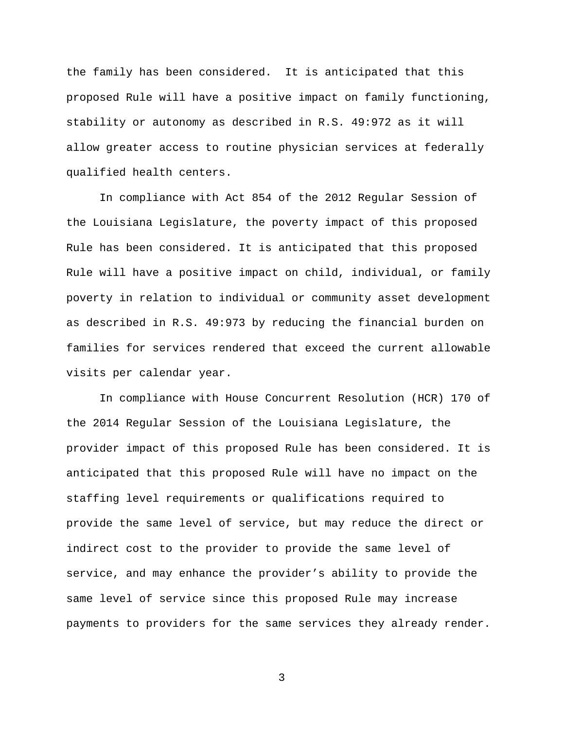the family has been considered. It is anticipated that this proposed Rule will have a positive impact on family functioning, stability or autonomy as described in R.S. 49:972 as it will allow greater access to routine physician services at federally qualified health centers.

In compliance with Act 854 of the 2012 Regular Session of the Louisiana Legislature, the poverty impact of this proposed Rule has been considered. It is anticipated that this proposed Rule will have a positive impact on child, individual, or family poverty in relation to individual or community asset development as described in R.S. 49:973 by reducing the financial burden on families for services rendered that exceed the current allowable visits per calendar year.

In compliance with House Concurrent Resolution (HCR) 170 of the 2014 Regular Session of the Louisiana Legislature, the provider impact of this proposed Rule has been considered. It is anticipated that this proposed Rule will have no impact on the staffing level requirements or qualifications required to provide the same level of service, but may reduce the direct or indirect cost to the provider to provide the same level of service, and may enhance the provider's ability to provide the same level of service since this proposed Rule may increase payments to providers for the same services they already render.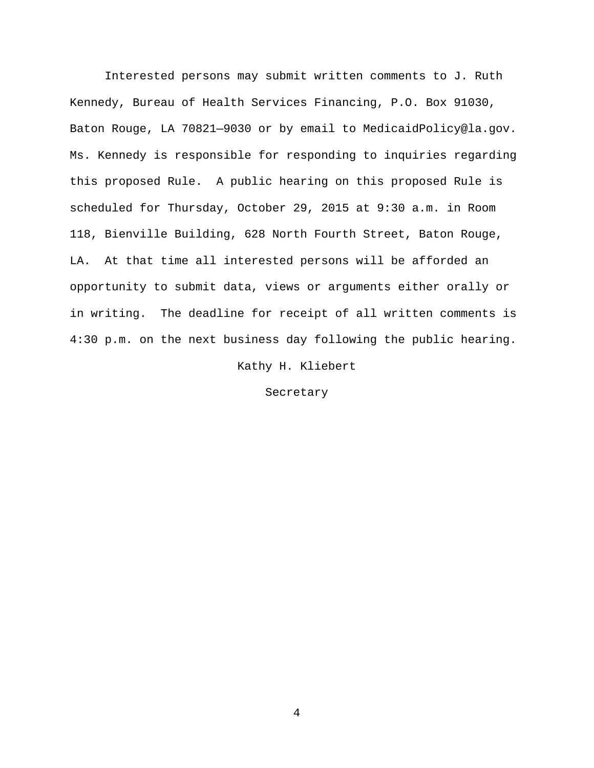Interested persons may submit written comments to J. Ruth Kennedy, Bureau of Health Services Financing, P.O. Box 91030, Baton Rouge, LA 70821—9030 or by email to MedicaidPolicy@la.gov. Ms. Kennedy is responsible for responding to inquiries regarding this proposed Rule. A public hearing on this proposed Rule is scheduled for Thursday, October 29, 2015 at 9:30 a.m. in Room 118, Bienville Building, 628 North Fourth Street, Baton Rouge, LA. At that time all interested persons will be afforded an opportunity to submit data, views or arguments either orally or in writing. The deadline for receipt of all written comments is 4:30 p.m. on the next business day following the public hearing.

Kathy H. Kliebert

Secretary